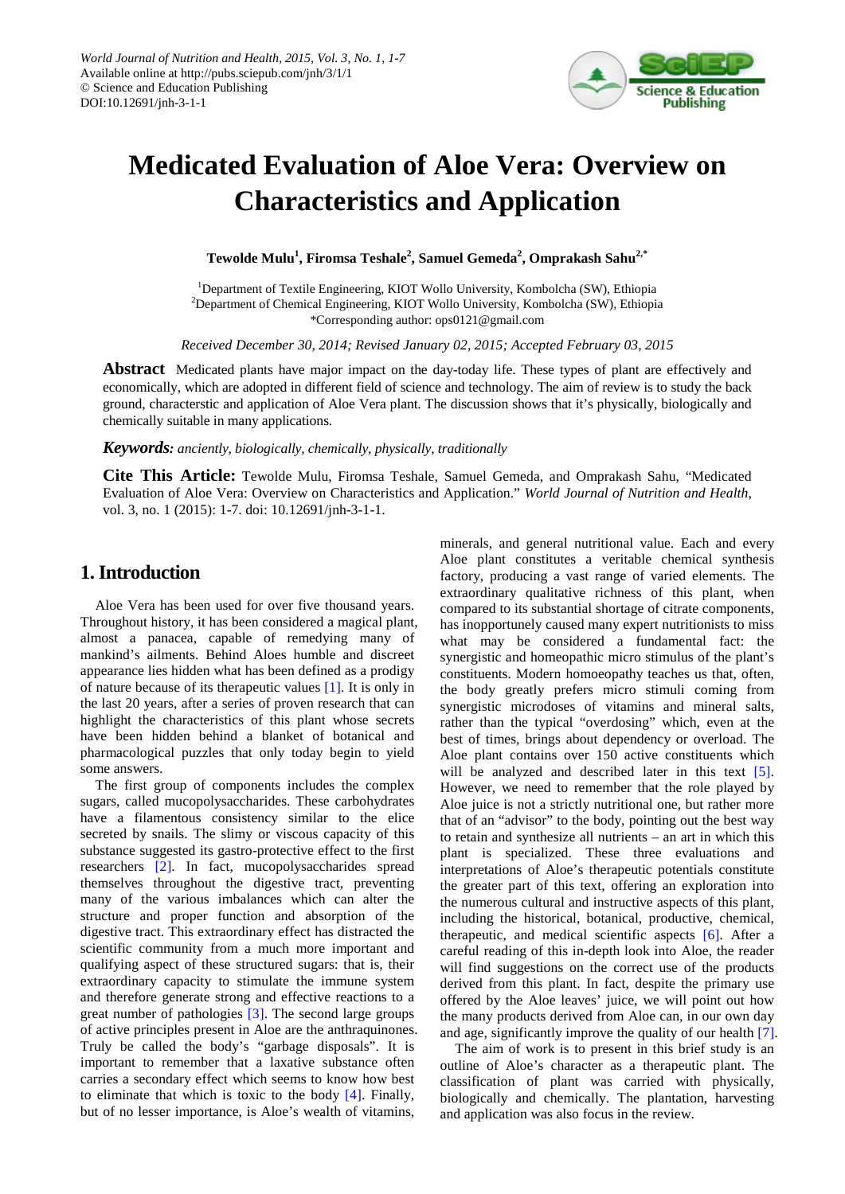# Medicated Evaluation of Aloe Vera: Overview on Characteristics and Application

**Tewolde Mulu[1], Firomsa Teshale[2], Samuel Gemeda[2], Omprakash Sahu[2,*]**

[1]Department of Textile Engineering, KIOT Wollo University, Kombolcha (SW), Ethiopia
[2]Department of Chemical Engineering, KIOT Wollo University, Kombolcha (SW), Ethiopia
*Corresponding author: ops0121@gmail.com

*Received December 30, 2014; Revised January 02, 2015; Accepted February 03, 2015*

**Abstract** Medicated plants have major impact on the day-today life. These types of plant are effectively and economically, which are adopted in different field of science and technology. The aim of review is to study the back ground, characterstic and application of Aloe Vera plant. The discussion shows that it's physically, biologically and chemically suitable in many applications.

***Keywords:*** *anciently, biologically, chemically, physically, traditionally*

**Cite This Article:** Tewolde Mulu, Firomsa Teshale, Samuel Gemeda, and Omprakash Sahu, "Medicated Evaluation of Aloe Vera: Overview on Characteristics and Application." *World Journal of Nutrition and Health,* vol. 3, no. 1 (2015): 1-7. doi: 10.12691/jnh-3-1-1.

## 1. Introduction

Aloe Vera has been used for over five thousand years. Throughout history, it has been considered a magical plant, almost a panacea, capable of remedying many of mankind's ailments. Behind Aloes humble and discreet appearance lies hidden what has been defined as a prodigy of nature because of its therapeutic values [1]. It is only in the last 20 years, after a series of proven research that can highlight the characteristics of this plant whose secrets have been hidden behind a blanket of botanical and pharmacological puzzles that only today begin to yield some answers.

The first group of components includes the complex sugars, called mucopolysaccharides. These carbohydrates have a filamentous consistency similar to the elice secreted by snails. The slimy or viscous capacity of this substance suggested its gastro-protective effect to the first researchers [2]. In fact, mucopolysaccharides spread themselves throughout the digestive tract, preventing many of the various imbalances which can alter the structure and proper function and absorption of the digestive tract. This extraordinary effect has distracted the scientific community from a much more important and qualifying aspect of these structured sugars: that is, their extraordinary capacity to stimulate the immune system and therefore generate strong and effective reactions to a great number of pathologies [3]. The second large groups of active principles present in Aloe are the anthraquinones. Truly be called the body's "garbage disposals". It is important to remember that a laxative substance often carries a secondary effect which seems to know how best to eliminate that which is toxic to the body [4]. Finally, but of no lesser importance, is Aloe's wealth of vitamins, minerals, and general nutritional value. Each and every Aloe plant constitutes a veritable chemical synthesis factory, producing a vast range of varied elements. The extraordinary qualitative richness of this plant, when compared to its substantial shortage of citrate components, has inopportunely caused many expert nutritionists to miss what may be considered a fundamental fact: the synergistic and homeopathic micro stimulus of the plant's constituents. Modern homoeopathy teaches us that, often, the body greatly prefers micro stimuli coming from synergistic microdoses of vitamins and mineral salts, rather than the typical "overdosing" which, even at the best of times, brings about dependency or overload. The Aloe plant contains over 150 active constituents which will be analyzed and described later in this text [5]. However, we need to remember that the role played by Aloe juice is not a strictly nutritional one, but rather more that of an "advisor" to the body, pointing out the best way to retain and synthesize all nutrients – an art in which this plant is specialized. These three evaluations and interpretations of Aloe's therapeutic potentials constitute the greater part of this text, offering an exploration into the numerous cultural and instructive aspects of this plant, including the historical, botanical, productive, chemical, therapeutic, and medical scientific aspects [6]. After a careful reading of this in-depth look into Aloe, the reader will find suggestions on the correct use of the products derived from this plant. In fact, despite the primary use offered by the Aloe leaves' juice, we will point out how the many products derived from Aloe can, in our own day and age, significantly improve the quality of our health [7].

The aim of work is to present in this brief study is an outline of Aloe's character as a therapeutic plant. The classification of plant was carried with physically, biologically and chemically. The plantation, harvesting and application was also focus in the review.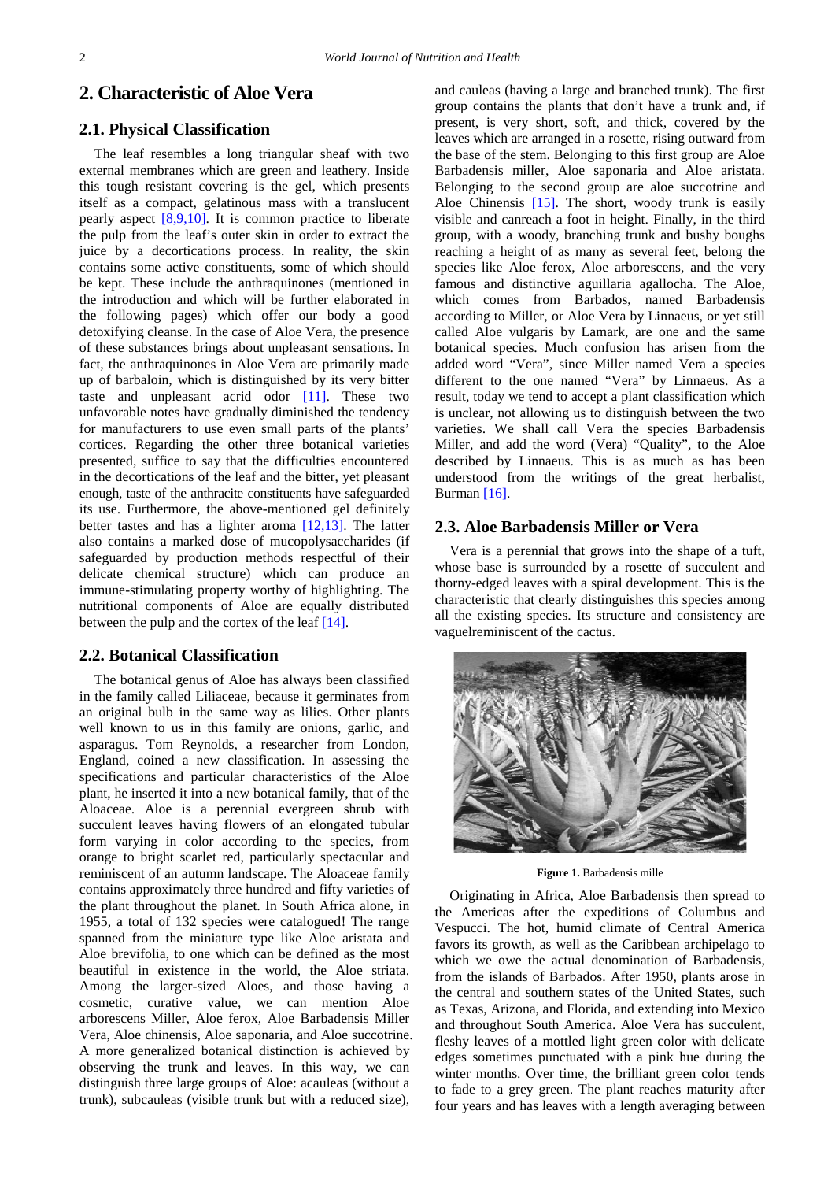## 2. Characteristic of Aloe Vera

### 2.1. Physical Classification

The leaf resembles a long triangular sheaf with two external membranes which are green and leathery. Inside this tough resistant covering is the gel, which presents itself as a compact, gelatinous mass with a translucent pearly aspect [8,9,10]. It is common practice to liberate the pulp from the leaf's outer skin in order to extract the juice by a decortications process. In reality, the skin contains some active constituents, some of which should be kept. These include the anthraquinones (mentioned in the introduction and which will be further elaborated in the following pages) which offer our body a good detoxifying cleanse. In the case of Aloe Vera, the presence of these substances brings about unpleasant sensations. In fact, the anthraquinones in Aloe Vera are primarily made up of barbaloin, which is distinguished by its very bitter taste and unpleasant acrid odor [11]. These two unfavorable notes have gradually diminished the tendency for manufacturers to use even small parts of the plants' cortices. Regarding the other three botanical varieties presented, suffice to say that the difficulties encountered in the decortications of the leaf and the bitter, yet pleasant enough, taste of the anthracite constituents have safeguarded its use. Furthermore, the above-mentioned gel definitely better tastes and has a lighter aroma [12,13]. The latter also contains a marked dose of mucopolysaccharides (if safeguarded by production methods respectful of their delicate chemical structure) which can produce an immune-stimulating property worthy of highlighting. The nutritional components of Aloe are equally distributed between the pulp and the cortex of the leaf [14].

### 2.2. Botanical Classification

The botanical genus of Aloe has always been classified in the family called Liliaceae, because it germinates from an original bulb in the same way as lilies. Other plants well known to us in this family are onions, garlic, and asparagus. Tom Reynolds, a researcher from London, England, coined a new classification. In assessing the specifications and particular characteristics of the Aloe plant, he inserted it into a new botanical family, that of the Aloaceae. Aloe is a perennial evergreen shrub with succulent leaves having flowers of an elongated tubular form varying in color according to the species, from orange to bright scarlet red, particularly spectacular and reminiscent of an autumn landscape. The Aloaceae family contains approximately three hundred and fifty varieties of the plant throughout the planet. In South Africa alone, in 1955, a total of 132 species were catalogued! The range spanned from the miniature type like Aloe aristata and Aloe brevifolia, to one which can be defined as the most beautiful in existence in the world, the Aloe striata. Among the larger-sized Aloes, and those having a cosmetic, curative value, we can mention Aloe arborescens Miller, Aloe ferox, Aloe Barbadensis Miller Vera, Aloe chinensis, Aloe saponaria, and Aloe succotrine. A more generalized botanical distinction is achieved by observing the trunk and leaves. In this way, we can distinguish three large groups of Aloe: acauleas (without a trunk), subcauleas (visible trunk but with a reduced size), and cauleas (having a large and branched trunk). The first group contains the plants that don't have a trunk and, if present, is very short, soft, and thick, covered by the leaves which are arranged in a rosette, rising outward from the base of the stem. Belonging to this first group are Aloe Barbadensis miller, Aloe saponaria and Aloe aristata. Belonging to the second group are aloe succotrine and Aloe Chinensis [15]. The short, woody trunk is easily visible and canreach a foot in height. Finally, in the third group, with a woody, branching trunk and bushy boughs reaching a height of as many as several feet, belong the species like Aloe ferox, Aloe arborescens, and the very famous and distinctive aguillaria agallocha. The Aloe, which comes from Barbados, named Barbadensis according to Miller, or Aloe Vera by Linnaeus, or yet still called Aloe vulgaris by Lamark, are one and the same botanical species. Much confusion has arisen from the added word "Vera", since Miller named Vera a species different to the one named "Vera" by Linnaeus. As a result, today we tend to accept a plant classification which is unclear, not allowing us to distinguish between the two varieties. We shall call Vera the species Barbadensis Miller, and add the word (Vera) "Quality", to the Aloe described by Linnaeus. This is as much as has been understood from the writings of the great herbalist, Burman [16].

### 2.3. Aloe Barbadensis Miller or Vera

Vera is a perennial that grows into the shape of a tuft, whose base is surrounded by a rosette of succulent and thorny-edged leaves with a spiral development. This is the characteristic that clearly distinguishes this species among all the existing species. Its structure and consistency are vaguelreminiscent of the cactus.

**Figure 1.** Barbadensis mille

Originating in Africa, Aloe Barbadensis then spread to the Americas after the expeditions of Columbus and Vespucci. The hot, humid climate of Central America favors its growth, as well as the Caribbean archipelago to which we owe the actual denomination of Barbadensis, from the islands of Barbados. After 1950, plants arose in the central and southern states of the United States, such as Texas, Arizona, and Florida, and extending into Mexico and throughout South America. Aloe Vera has succulent, fleshy leaves of a mottled light green color with delicate edges sometimes punctuated with a pink hue during the winter months. Over time, the brilliant green color tends to fade to a grey green. The plant reaches maturity after four years and has leaves with a length averaging between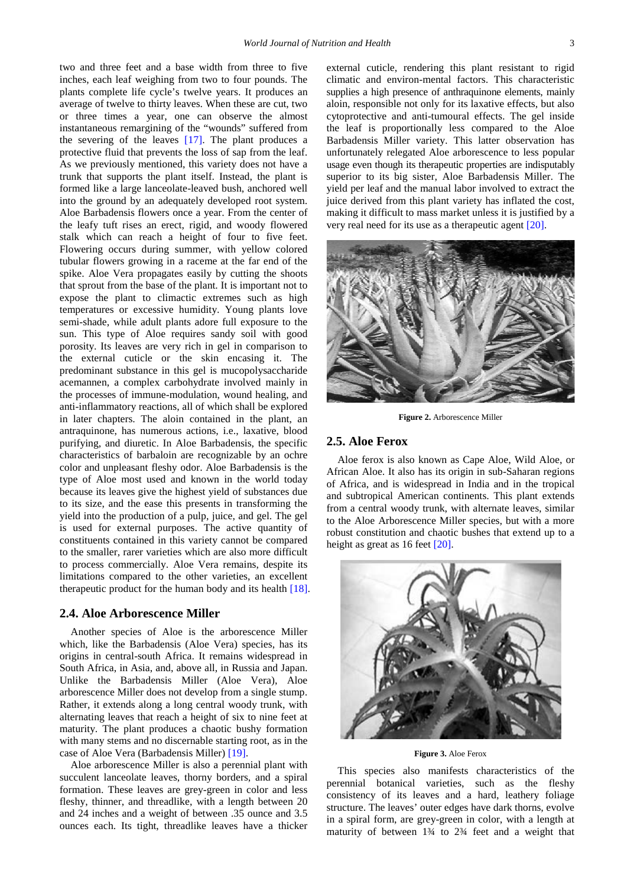two and three feet and a base width from three to five inches, each leaf weighing from two to four pounds. The plants complete life cycle's twelve years. It produces an average of twelve to thirty leaves. When these are cut, two or three times a year, one can observe the almost instantaneous remargining of the "wounds" suffered from the severing of the leaves [17]. The plant produces a protective fluid that prevents the loss of sap from the leaf. As we previously mentioned, this variety does not have a trunk that supports the plant itself. Instead, the plant is formed like a large lanceolate-leaved bush, anchored well into the ground by an adequately developed root system. Aloe Barbadensis flowers once a year. From the center of the leafy tuft rises an erect, rigid, and woody flowered stalk which can reach a height of four to five feet. Flowering occurs during summer, with yellow colored tubular flowers growing in a raceme at the far end of the spike. Aloe Vera propagates easily by cutting the shoots that sprout from the base of the plant. It is important not to expose the plant to climactic extremes such as high temperatures or excessive humidity. Young plants love semi-shade, while adult plants adore full exposure to the sun. This type of Aloe requires sandy soil with good porosity. Its leaves are very rich in gel in comparison to the external cuticle or the skin encasing it. The predominant substance in this gel is mucopolysaccharide acemannen, a complex carbohydrate involved mainly in the processes of immune-modulation, wound healing, and anti-inflammatory reactions, all of which shall be explored in later chapters. The aloin contained in the plant, an antraquinone, has numerous actions, i.e., laxative, blood purifying, and diuretic. In Aloe Barbadensis, the specific characteristics of barbaloin are recognizable by an ochre color and unpleasant fleshy odor. Aloe Barbadensis is the type of Aloe most used and known in the world today because its leaves give the highest yield of substances due to its size, and the ease this presents in transforming the yield into the production of a pulp, juice, and gel. The gel is used for external purposes. The active quantity of constituents contained in this variety cannot be compared to the smaller, rarer varieties which are also more difficult to process commercially. Aloe Vera remains, despite its limitations compared to the other varieties, an excellent therapeutic product for the human body and its health [18].

## 2.4. Aloe Arborescence Miller

Another species of Aloe is the arborescence Miller which, like the Barbadensis (Aloe Vera) species, has its origins in central-south Africa. It remains widespread in South Africa, in Asia, and, above all, in Russia and Japan. Unlike the Barbadensis Miller (Aloe Vera), Aloe arborescence Miller does not develop from a single stump. Rather, it extends along a long central woody trunk, with alternating leaves that reach a height of six to nine feet at maturity. The plant produces a chaotic bushy formation with many stems and no discernable starting root, as in the case of Aloe Vera (Barbadensis Miller) [19].

Aloe arborescence Miller is also a perennial plant with succulent lanceolate leaves, thorny borders, and a spiral formation. These leaves are grey-green in color and less fleshy, thinner, and threadlike, with a length between 20 and 24 inches and a weight of between .35 ounce and 3.5 ounces each. Its tight, threadlike leaves have a thicker external cuticle, rendering this plant resistant to rigid climatic and environ-mental factors. This characteristic supplies a high presence of anthraquinone elements, mainly aloin, responsible not only for its laxative effects, but also cytoprotective and anti-tumoural effects. The gel inside the leaf is proportionally less compared to the Aloe Barbadensis Miller variety. This latter observation has unfortunately relegated Aloe arborescence to less popular usage even though its therapeutic properties are indisputably superior to its big sister, Aloe Barbadensis Miller. The yield per leaf and the manual labor involved to extract the juice derived from this plant variety has inflated the cost, making it difficult to mass market unless it is justified by a very real need for its use as a therapeutic agent [20].

**Figure 2.** Arborescence Miller

## 2.5. Aloe Ferox

Aloe ferox is also known as Cape Aloe, Wild Aloe, or African Aloe. It also has its origin in sub-Saharan regions of Africa, and is widespread in India and in the tropical and subtropical American continents. This plant extends from a central woody trunk, with alternate leaves, similar to the Aloe Arborescence Miller species, but with a more robust constitution and chaotic bushes that extend up to a height as great as 16 feet [20].

**Figure 3.** Aloe Ferox

This species also manifests characteristics of the perennial botanical varieties, such as the fleshy consistency of its leaves and a hard, leathery foliage structure. The leaves' outer edges have dark thorns, evolve in a spiral form, are grey-green in color, with a length at maturity of between 1¾ to 2¾ feet and a weight that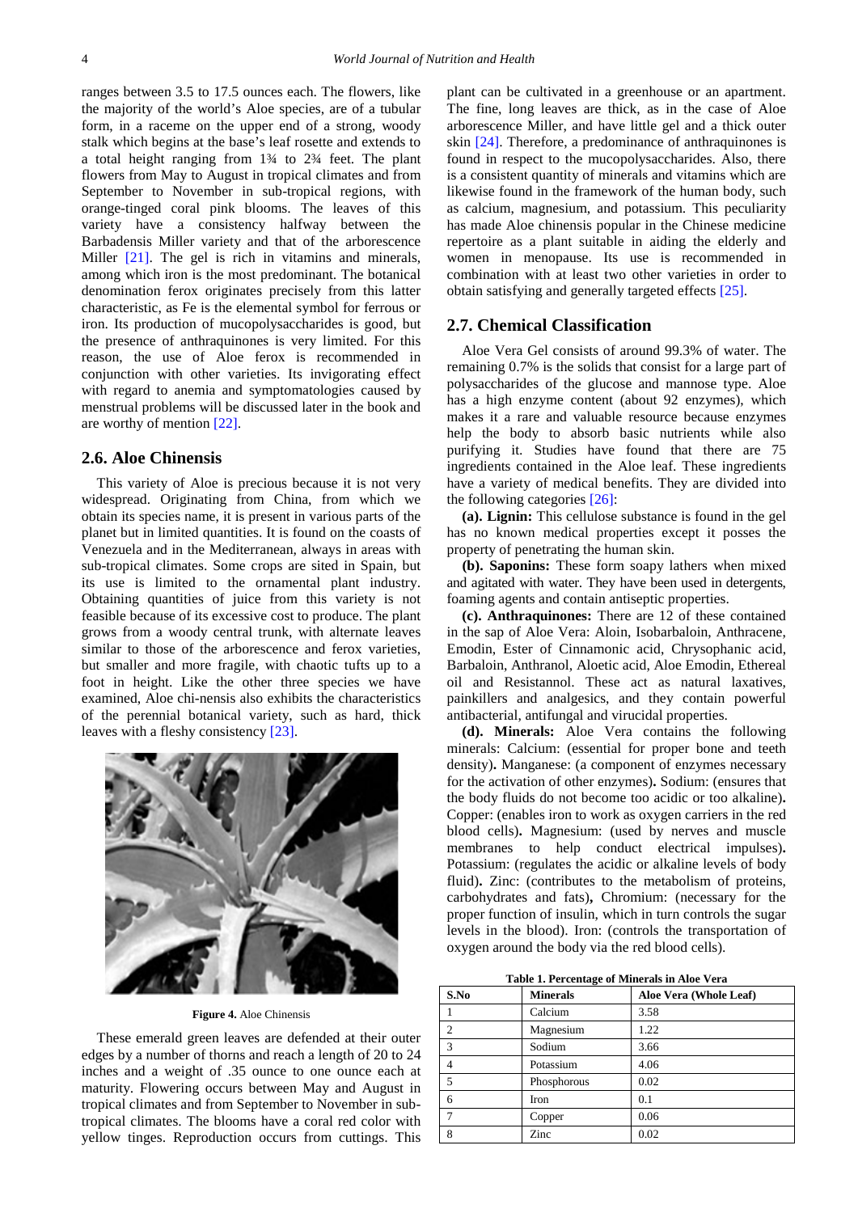ranges between 3.5 to 17.5 ounces each. The flowers, like the majority of the world's Aloe species, are of a tubular form, in a raceme on the upper end of a strong, woody stalk which begins at the base's leaf rosette and extends to a total height ranging from 1¾ to 2¾ feet. The plant flowers from May to August in tropical climates and from September to November in sub-tropical regions, with orange-tinged coral pink blooms. The leaves of this variety have a consistency halfway between the Barbadensis Miller variety and that of the arborescence Miller [21]. The gel is rich in vitamins and minerals, among which iron is the most predominant. The botanical denomination ferox originates precisely from this latter characteristic, as Fe is the elemental symbol for ferrous or iron. Its production of mucopolysaccharides is good, but the presence of anthraquinones is very limited. For this reason, the use of Aloe ferox is recommended in conjunction with other varieties. Its invigorating effect with regard to anemia and symptomatologies caused by menstrual problems will be discussed later in the book and are worthy of mention [22].

## 2.6. Aloe Chinensis

This variety of Aloe is precious because it is not very widespread. Originating from China, from which we obtain its species name, it is present in various parts of the planet but in limited quantities. It is found on the coasts of Venezuela and in the Mediterranean, always in areas with sub-tropical climates. Some crops are sited in Spain, but its use is limited to the ornamental plant industry. Obtaining quantities of juice from this variety is not feasible because of its excessive cost to produce. The plant grows from a woody central trunk, with alternate leaves similar to those of the arborescence and ferox varieties, but smaller and more fragile, with chaotic tufts up to a foot in height. Like the other three species we have examined, Aloe chi-nensis also exhibits the characteristics of the perennial botanical variety, such as hard, thick leaves with a fleshy consistency [23].

**Figure 4.** Aloe Chinensis

These emerald green leaves are defended at their outer edges by a number of thorns and reach a length of 20 to 24 inches and a weight of .35 ounce to one ounce each at maturity. Flowering occurs between May and August in tropical climates and from September to November in sub-tropical climates. The blooms have a coral red color with yellow tinges. Reproduction occurs from cuttings. This plant can be cultivated in a greenhouse or an apartment. The fine, long leaves are thick, as in the case of Aloe arborescence Miller, and have little gel and a thick outer skin [24]. Therefore, a predominance of anthraquinones is found in respect to the mucopolysaccharides. Also, there is a consistent quantity of minerals and vitamins which are likewise found in the framework of the human body, such as calcium, magnesium, and potassium. This peculiarity has made Aloe chinensis popular in the Chinese medicine repertoire as a plant suitable in aiding the elderly and women in menopause. Its use is recommended in combination with at least two other varieties in order to obtain satisfying and generally targeted effects [25].

## 2.7. Chemical Classification

Aloe Vera Gel consists of around 99.3% of water. The remaining 0.7% is the solids that consist for a large part of polysaccharides of the glucose and mannose type. Aloe has a high enzyme content (about 92 enzymes), which makes it a rare and valuable resource because enzymes help the body to absorb basic nutrients while also purifying it. Studies have found that there are 75 ingredients contained in the Aloe leaf. These ingredients have a variety of medical benefits. They are divided into the following categories [26]:

**(a). Lignin:** This cellulose substance is found in the gel has no known medical properties except it posses the property of penetrating the human skin.

**(b). Saponins:** These form soapy lathers when mixed and agitated with water. They have been used in detergents, foaming agents and contain antiseptic properties.

**(c). Anthraquinones:** There are 12 of these contained in the sap of Aloe Vera: Aloin, Isobarbaloin, Anthracene, Emodin, Ester of Cinnamonic acid, Chrysophanic acid, Barbaloin, Anthranol, Aloetic acid, Aloe Emodin, Ethereal oil and Resistannol. These act as natural laxatives, painkillers and analgesics, and they contain powerful antibacterial, antifungal and virucidal properties.

**(d). Minerals:** Aloe Vera contains the following minerals: Calcium: (essential for proper bone and teeth density)**.** Manganese: (a component of enzymes necessary for the activation of other enzymes)**.** Sodium: (ensures that the body fluids do not become too acidic or too alkaline)**.** Copper: (enables iron to work as oxygen carriers in the red blood cells)**.** Magnesium: (used by nerves and muscle membranes to help conduct electrical impulses)**.** Potassium: (regulates the acidic or alkaline levels of body fluid)**.** Zinc: (contributes to the metabolism of proteins, carbohydrates and fats)**,** Chromium: (necessary for the proper function of insulin, which in turn controls the sugar levels in the blood). Iron: (controls the transportation of oxygen around the body via the red blood cells).

**Table 1. Percentage of Minerals in Aloe Vera**

| S.No | Minerals | Aloe Vera (Whole Leaf) |
|---|---|---|
| 1 | Calcium | 3.58 |
| 2 | Magnesium | 1.22 |
| 3 | Sodium | 3.66 |
| 4 | Potassium | 4.06 |
| 5 | Phosphorous | 0.02 |
| 6 | Iron | 0.1 |
| 7 | Copper | 0.06 |
| 8 | Zinc | 0.02 |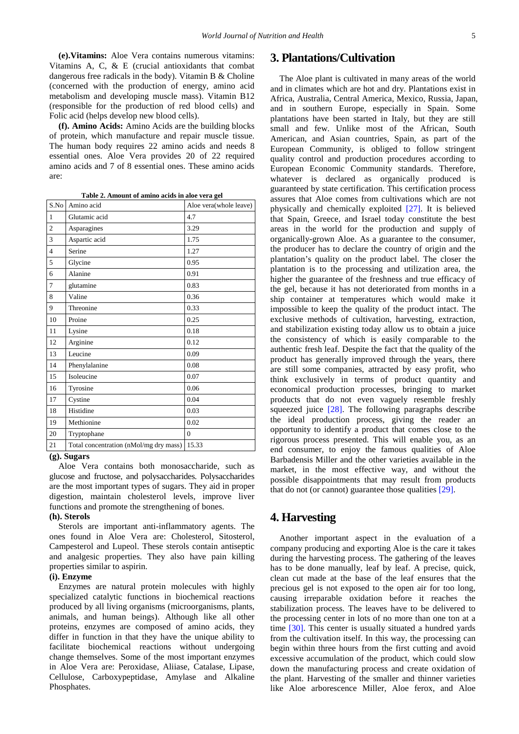**(e).Vitamins:** Aloe Vera contains numerous vitamins: Vitamins A, C, & E (crucial antioxidants that combat dangerous free radicals in the body). Vitamin B & Choline (concerned with the production of energy, amino acid metabolism and developing muscle mass). Vitamin B12 (responsible for the production of red blood cells) and Folic acid (helps develop new blood cells).

**(f). Amino Acids:** Amino Acids are the building blocks of protein, which manufacture and repair muscle tissue. The human body requires 22 amino acids and needs 8 essential ones. Aloe Vera provides 20 of 22 required amino acids and 7 of 8 essential ones. These amino acids are:

**Table 2. Amount of amino acids in aloe vera gel**

| S.No | Amino acid | Aloe vera(whole leave) |
|---|---|---|
| 1 | Glutamic acid | 4.7 |
| 2 | Asparagines | 3.29 |
| 3 | Aspartic acid | 1.75 |
| 4 | Serine | 1.27 |
| 5 | Glycine | 0.95 |
| 6 | Alanine | 0.91 |
| 7 | glutamine | 0.83 |
| 8 | Valine | 0.36 |
| 9 | Threonine | 0.33 |
| 10 | Proine | 0.25 |
| 11 | Lysine | 0.18 |
| 12 | Arginine | 0.12 |
| 13 | Leucine | 0.09 |
| 14 | Phenylalanine | 0.08 |
| 15 | Isoleucine | 0.07 |
| 16 | Tyrosine | 0.06 |
| 17 | Cystine | 0.04 |
| 18 | Histidine | 0.03 |
| 19 | Methionine | 0.02 |
| 20 | Tryptophane | 0 |
| 21 | Total concentration (nMol/mg dry mass) | 15.33 |

**(g). Sugars**

Aloe Vera contains both monosaccharide, such as glucose and fructose, and polysaccharides. Polysaccharides are the most important types of sugars. They aid in proper digestion, maintain cholesterol levels, improve liver functions and promote the strengthening of bones.

**(h). Sterols**

Sterols are important anti-inflammatory agents. The ones found in Aloe Vera are: Cholesterol, Sitosterol, Campesterol and Lupeol. These sterols contain antiseptic and analgesic properties. They also have pain killing properties similar to aspirin.

**(i). Enzyme**

Enzymes are natural protein molecules with highly specialized catalytic functions in biochemical reactions produced by all living organisms (microorganisms, plants, animals, and human beings). Although like all other proteins, enzymes are composed of amino acids, they differ in function in that they have the unique ability to facilitate biochemical reactions without undergoing change themselves. Some of the most important enzymes in Aloe Vera are: Peroxidase, Aliiase, Catalase, Lipase, Cellulose, Carboxypeptidase, Amylase and Alkaline Phosphates.

# 3. Plantations/Cultivation

The Aloe plant is cultivated in many areas of the world and in climates which are hot and dry. Plantations exist in Africa, Australia, Central America, Mexico, Russia, Japan, and in southern Europe, especially in Spain. Some plantations have been started in Italy, but they are still small and few. Unlike most of the African, South American, and Asian countries, Spain, as part of the European Community, is obliged to follow stringent quality control and production procedures according to European Economic Community standards. Therefore, whatever is declared as organically produced is guaranteed by state certification. This certification process assures that Aloe comes from cultivations which are not physically and chemically exploited [27]. It is believed that Spain, Greece, and Israel today constitute the best areas in the world for the production and supply of organically-grown Aloe. As a guarantee to the consumer, the producer has to declare the country of origin and the plantation's quality on the product label. The closer the plantation is to the processing and utilization area, the higher the guarantee of the freshness and true efficacy of the gel, because it has not deteriorated from months in a ship container at temperatures which would make it impossible to keep the quality of the product intact. The exclusive methods of cultivation, harvesting, extraction, and stabilization existing today allow us to obtain a juice the consistency of which is easily comparable to the authentic fresh leaf. Despite the fact that the quality of the product has generally improved through the years, there are still some companies, attracted by easy profit, who think exclusively in terms of product quantity and economical production processes, bringing to market products that do not even vaguely resemble freshly squeezed juice [28]. The following paragraphs describe the ideal production process, giving the reader an opportunity to identify a product that comes close to the rigorous process presented. This will enable you, as an end consumer, to enjoy the famous qualities of Aloe Barbadensis Miller and the other varieties available in the market, in the most effective way, and without the possible disappointments that may result from products that do not (or cannot) guarantee those qualities [29].

# 4. Harvesting

Another important aspect in the evaluation of a company producing and exporting Aloe is the care it takes during the harvesting process. The gathering of the leaves has to be done manually, leaf by leaf. A precise, quick, clean cut made at the base of the leaf ensures that the precious gel is not exposed to the open air for too long, causing irreparable oxidation before it reaches the stabilization process. The leaves have to be delivered to the processing center in lots of no more than one ton at a time [30]. This center is usually situated a hundred yards from the cultivation itself. In this way, the processing can begin within three hours from the first cutting and avoid excessive accumulation of the product, which could slow down the manufacturing process and create oxidation of the plant. Harvesting of the smaller and thinner varieties like Aloe arborescence Miller, Aloe ferox, and Aloe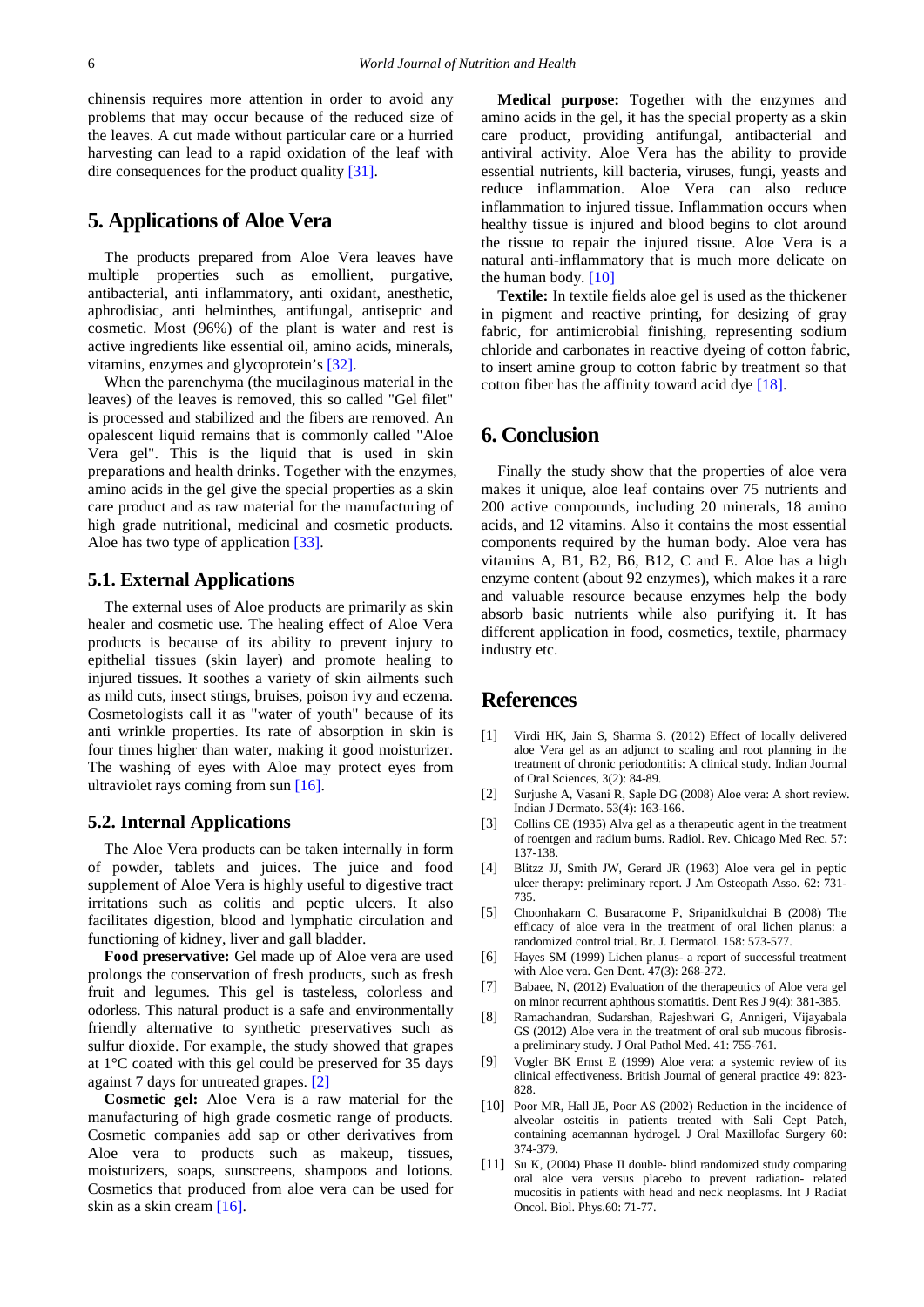chinensis requires more attention in order to avoid any problems that may occur because of the reduced size of the leaves. A cut made without particular care or a hurried harvesting can lead to a rapid oxidation of the leaf with dire consequences for the product quality [31].

## 5. Applications of Aloe Vera

The products prepared from Aloe Vera leaves have multiple properties such as emollient, purgative, antibacterial, anti inflammatory, anti oxidant, anesthetic, aphrodisiac, anti helminthes, antifungal, antiseptic and cosmetic. Most (96%) of the plant is water and rest is active ingredients like essential oil, amino acids, minerals, vitamins, enzymes and glycoprotein's [32].

When the parenchyma (the mucilaginous material in the leaves) of the leaves is removed, this so called "Gel filet" is processed and stabilized and the fibers are removed. An opalescent liquid remains that is commonly called "Aloe Vera gel". This is the liquid that is used in skin preparations and health drinks. Together with the enzymes, amino acids in the gel give the special properties as a skin care product and as raw material for the manufacturing of high grade nutritional, medicinal and cosmetic_products. Aloe has two type of application [33].

### 5.1. External Applications

The external uses of Aloe products are primarily as skin healer and cosmetic use. The healing effect of Aloe Vera products is because of its ability to prevent injury to epithelial tissues (skin layer) and promote healing to injured tissues. It soothes a variety of skin ailments such as mild cuts, insect stings, bruises, poison ivy and eczema. Cosmetologists call it as "water of youth" because of its anti wrinkle properties. Its rate of absorption in skin is four times higher than water, making it good moisturizer. The washing of eyes with Aloe may protect eyes from ultraviolet rays coming from sun [16].

### 5.2. Internal Applications

The Aloe Vera products can be taken internally in form of powder, tablets and juices. The juice and food supplement of Aloe Vera is highly useful to digestive tract irritations such as colitis and peptic ulcers. It also facilitates digestion, blood and lymphatic circulation and functioning of kidney, liver and gall bladder.

**Food preservative:** Gel made up of Aloe vera are used prolongs the conservation of fresh products, such as fresh fruit and legumes. This gel is tasteless, colorless and odorless. This natural product is a safe and environmentally friendly alternative to synthetic preservatives such as sulfur dioxide. For example, the study showed that grapes at 1°C coated with this gel could be preserved for 35 days against 7 days for untreated grapes. [2]

**Cosmetic gel:** Aloe Vera is a raw material for the manufacturing of high grade cosmetic range of products. Cosmetic companies add sap or other derivatives from Aloe vera to products such as makeup, tissues, moisturizers, soaps, sunscreens, shampoos and lotions. Cosmetics that produced from aloe vera can be used for skin as a skin cream [16].

**Medical purpose:** Together with the enzymes and amino acids in the gel, it has the special property as a skin care product, providing antifungal, antibacterial and antiviral activity. Aloe Vera has the ability to provide essential nutrients, kill bacteria, viruses, fungi, yeasts and reduce inflammation. Aloe Vera can also reduce inflammation to injured tissue. Inflammation occurs when healthy tissue is injured and blood begins to clot around the tissue to repair the injured tissue. Aloe Vera is a natural anti-inflammatory that is much more delicate on the human body. [10]

**Textile:** In textile fields aloe gel is used as the thickener in pigment and reactive printing, for desizing of gray fabric, for antimicrobial finishing, representing sodium chloride and carbonates in reactive dyeing of cotton fabric, to insert amine group to cotton fabric by treatment so that cotton fiber has the affinity toward acid dye [18].

## 6. Conclusion

Finally the study show that the properties of aloe vera makes it unique, aloe leaf contains over 75 nutrients and 200 active compounds, including 20 minerals, 18 amino acids, and 12 vitamins. Also it contains the most essential components required by the human body. Aloe vera has vitamins A, B1, B2, B6, B12, C and E. Aloe has a high enzyme content (about 92 enzymes), which makes it a rare and valuable resource because enzymes help the body absorb basic nutrients while also purifying it. It has different application in food, cosmetics, textile, pharmacy industry etc.

## References

[1] Virdi HK, Jain S, Sharma S. (2012) Effect of locally delivered aloe Vera gel as an adjunct to scaling and root planning in the treatment of chronic periodontitis: A clinical study. Indian Journal of Oral Sciences, 3(2): 84-89.

[2] Surjushe A, Vasani R, Saple DG (2008) Aloe vera: A short review. Indian J Dermato. 53(4): 163-166.

[3] Collins CE (1935) Alva gel as a therapeutic agent in the treatment of roentgen and radium burns. Radiol. Rev. Chicago Med Rec. 57: 137-138.

[4] Blitzz JJ, Smith JW, Gerard JR (1963) Aloe vera gel in peptic ulcer therapy: preliminary report. J Am Osteopath Asso. 62: 731-735.

[5] Choonhakarn C, Busaracome P, Sripanidkulchai B (2008) The efficacy of aloe vera in the treatment of oral lichen planus: a randomized control trial. Br. J. Dermatol. 158: 573-577.

[6] Hayes SM (1999) Lichen planus- a report of successful treatment with Aloe vera. Gen Dent. 47(3): 268-272.

[7] Babaee, N, (2012) Evaluation of the therapeutics of Aloe vera gel on minor recurrent aphthous stomatitis. Dent Res J 9(4): 381-385.

[8] Ramachandran, Sudarshan, Rajeshwari G, Annigeri, Vijayabala GS (2012) Aloe vera in the treatment of oral sub mucous fibrosis- a preliminary study. J Oral Pathol Med. 41: 755-761.

[9] Vogler BK Ernst E (1999) Aloe vera: a systemic review of its clinical effectiveness. British Journal of general practice 49: 823-828.

[10] Poor MR, Hall JE, Poor AS (2002) Reduction in the incidence of alveolar osteitis in patients treated with Sali Cept Patch, containing acemannan hydrogel. J Oral Maxillofac Surgery 60: 374-379.

[11] Su K, (2004) Phase II double- blind randomized study comparing oral aloe vera versus placebo to prevent radiation- related mucositis in patients with head and neck neoplasms. Int J Radiat Oncol. Biol. Phys.60: 71-77.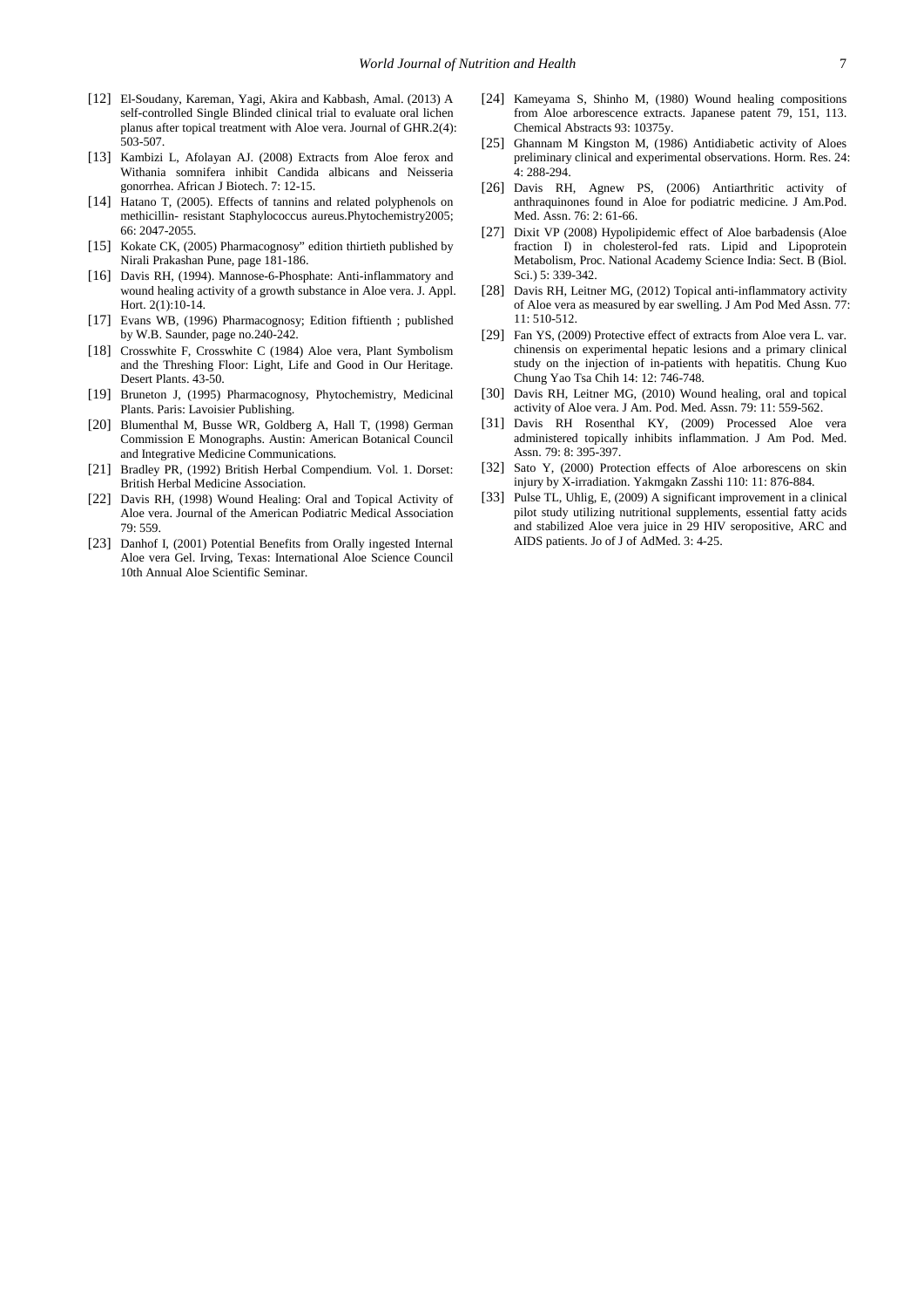[12] El-Soudany, Kareman, Yagi, Akira and Kabbash, Amal. (2013) A self-controlled Single Blinded clinical trial to evaluate oral lichen planus after topical treatment with Aloe vera. Journal of GHR.2(4): 503-507.

[13] Kambizi L, Afolayan AJ. (2008) Extracts from Aloe ferox and Withania somnifera inhibit Candida albicans and Neisseria gonorrhea. African J Biotech. 7: 12-15.

[14] Hatano T, (2005). Effects of tannins and related polyphenols on methicillin- resistant Staphylococcus aureus.Phytochemistry2005; 66: 2047-2055.

[15] Kokate CK, (2005) Pharmacognosy" edition thirtieth published by Nirali Prakashan Pune, page 181-186.

[16] Davis RH, (1994). Mannose-6-Phosphate: Anti-inflammatory and wound healing activity of a growth substance in Aloe vera. J. Appl. Hort. 2(1):10-14.

[17] Evans WB, (1996) Pharmacognosy; Edition fiftienth ; published by W.B. Saunder, page no.240-242.

[18] Crosswhite F, Crosswhite C (1984) Aloe vera, Plant Symbolism and the Threshing Floor: Light, Life and Good in Our Heritage. Desert Plants. 43-50.

[19] Bruneton J, (1995) Pharmacognosy, Phytochemistry, Medicinal Plants. Paris: Lavoisier Publishing.

[20] Blumenthal M, Busse WR, Goldberg A, Hall T, (1998) German Commission E Monographs. Austin: American Botanical Council and Integrative Medicine Communications.

[21] Bradley PR, (1992) British Herbal Compendium. Vol. 1. Dorset: British Herbal Medicine Association.

[22] Davis RH, (1998) Wound Healing: Oral and Topical Activity of Aloe vera. Journal of the American Podiatric Medical Association 79: 559.

[23] Danhof I, (2001) Potential Benefits from Orally ingested Internal Aloe vera Gel. Irving, Texas: International Aloe Science Council 10th Annual Aloe Scientific Seminar.

[24] Kameyama S, Shinho M, (1980) Wound healing compositions from Aloe arborescence extracts. Japanese patent 79, 151, 113. Chemical Abstracts 93: 10375y.

[25] Ghannam M Kingston M, (1986) Antidiabetic activity of Aloes preliminary clinical and experimental observations. Horm. Res. 24: 4: 288-294.

[26] Davis RH, Agnew PS, (2006) Antiarthritic activity of anthraquinones found in Aloe for podiatric medicine. J Am.Pod. Med. Assn. 76: 2: 61-66.

[27] Dixit VP (2008) Hypolipidemic effect of Aloe barbadensis (Aloe fraction I) in cholesterol-fed rats. Lipid and Lipoprotein Metabolism, Proc. National Academy Science India: Sect. B (Biol. Sci.) 5: 339-342.

[28] Davis RH, Leitner MG, (2012) Topical anti-inflammatory activity of Aloe vera as measured by ear swelling. J Am Pod Med Assn. 77: 11: 510-512.

[29] Fan YS, (2009) Protective effect of extracts from Aloe vera L. var. chinensis on experimental hepatic lesions and a primary clinical study on the injection of in-patients with hepatitis. Chung Kuo Chung Yao Tsa Chih 14: 12: 746-748.

[30] Davis RH, Leitner MG, (2010) Wound healing, oral and topical activity of Aloe vera. J Am. Pod. Med. Assn. 79: 11: 559-562.

[31] Davis RH Rosenthal KY, (2009) Processed Aloe vera administered topically inhibits inflammation. J Am Pod. Med. Assn. 79: 8: 395-397.

[32] Sato Y, (2000) Protection effects of Aloe arborescens on skin injury by X-irradiation. Yakmgakn Zasshi 110: 11: 876-884.

[33] Pulse TL, Uhlig, E, (2009) A significant improvement in a clinical pilot study utilizing nutritional supplements, essential fatty acids and stabilized Aloe vera juice in 29 HIV seropositive, ARC and AIDS patients. Jo of J of AdMed. 3: 4-25.